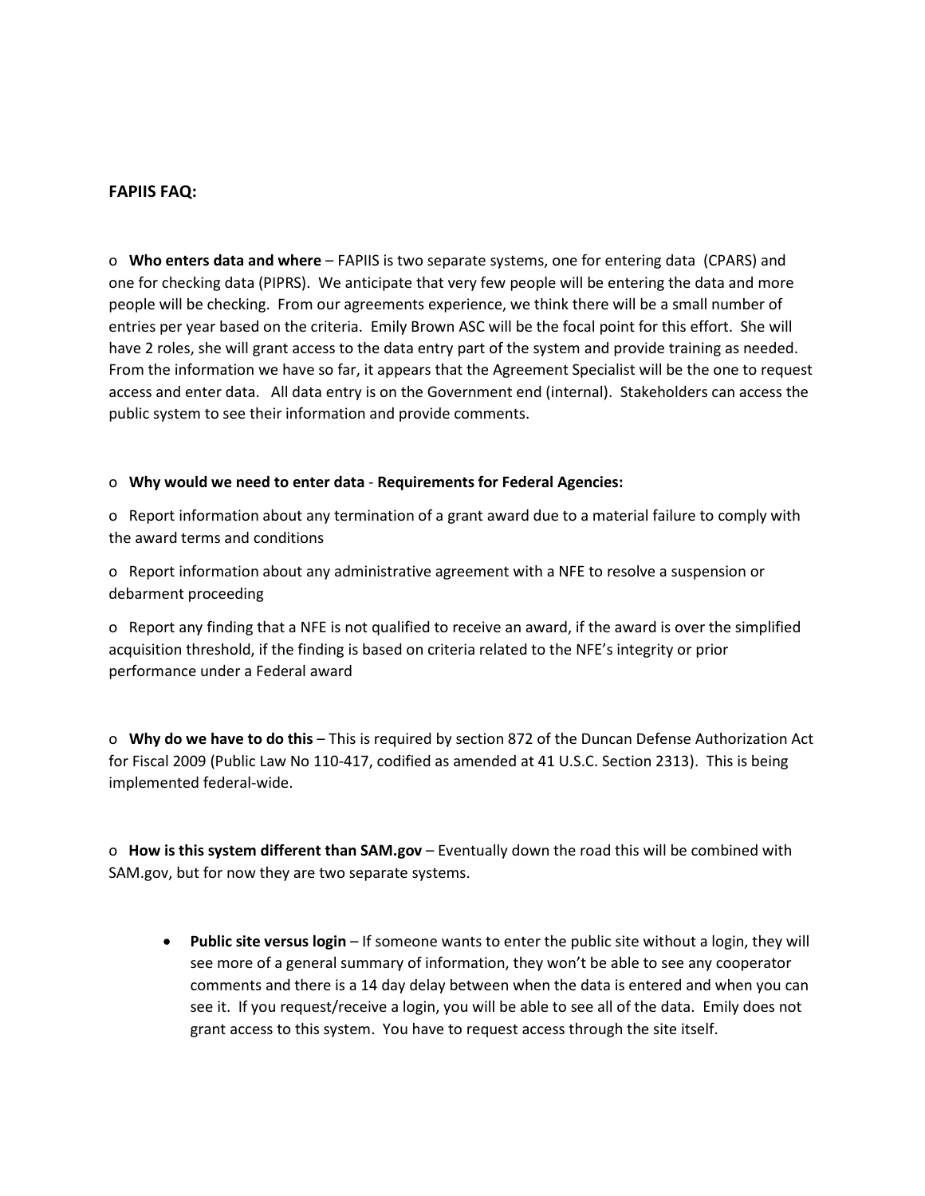**FAPIIS FAQ:**

o **Who enters data and where** – FAPIIS is two separate systems, one for entering data (CPARS) and one for checking data (PIPRS). We anticipate that very few people will be entering the data and more people will be checking. From our agreements experience, we think there will be a small number of entries per year based on the criteria. Emily Brown ASC will be the focal point for this effort. She will have 2 roles, she will grant access to the data entry part of the system and provide training as needed. From the information we have so far, it appears that the Agreement Specialist will be the one to request access and enter data. All data entry is on the Government end (internal). Stakeholders can access the public system to see their information and provide comments.

o **Why would we need to enter data** - **Requirements for Federal Agencies:**

o Report information about any termination of a grant award due to a material failure to comply with the award terms and conditions

o Report information about any administrative agreement with a NFE to resolve a suspension or debarment proceeding

o Report any finding that a NFE is not qualified to receive an award, if the award is over the simplified acquisition threshold, if the finding is based on criteria related to the NFE's integrity or prior performance under a Federal award

o **Why do we have to do this** – This is required by section 872 of the Duncan Defense Authorization Act for Fiscal 2009 (Public Law No 110-417, codified as amended at 41 U.S.C. Section 2313). This is being implemented federal-wide.

o **How is this system different than SAM.gov** – Eventually down the road this will be combined with SAM.gov, but for now they are two separate systems.

- **Public site versus login** – If someone wants to enter the public site without a login, they will see more of a general summary of information, they won't be able to see any cooperator comments and there is a 14 day delay between when the data is entered and when you can see it. If you request/receive a login, you will be able to see all of the data. Emily does not grant access to this system. You have to request access through the site itself.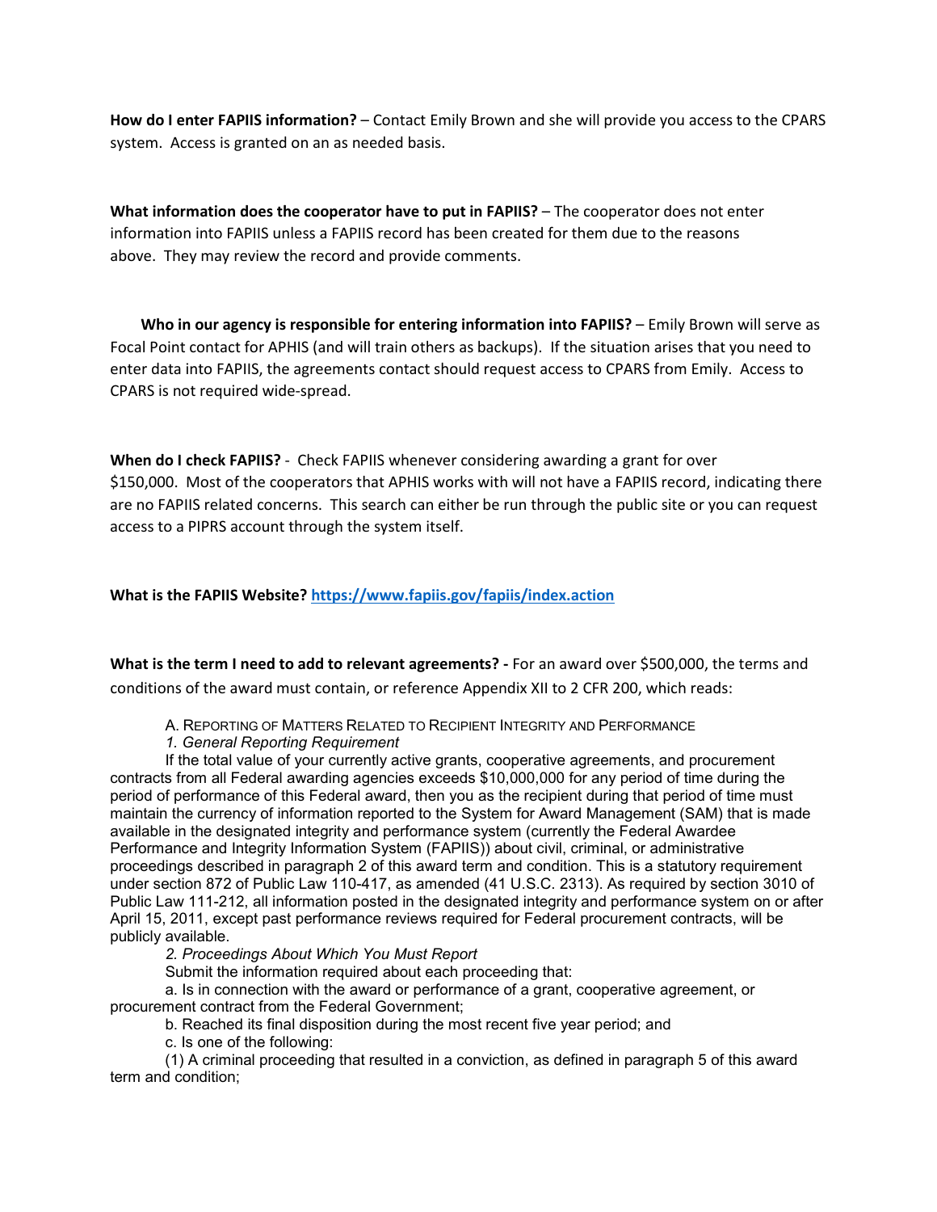**How do I enter FAPIIS information?** – Contact Emily Brown and she will provide you access to the CPARS system. Access is granted on an as needed basis.

**What information does the cooperator have to put in FAPIIS?** – The cooperator does not enter information into FAPIIS unless a FAPIIS record has been created for them due to the reasons above. They may review the record and provide comments.

**Who in our agency is responsible for entering information into FAPIIS?** – Emily Brown will serve as Focal Point contact for APHIS (and will train others as backups). If the situation arises that you need to enter data into FAPIIS, the agreements contact should request access to CPARS from Emily. Access to CPARS is not required wide-spread.

**When do I check FAPIIS?** - Check FAPIIS whenever considering awarding a grant for over $150,000. Most of the cooperators that APHIS works with will not have a FAPIIS record, indicating there are no FAPIIS related concerns. This search can either be run through the public site or you can request access to a PIPRS account through the system itself.

**What is the FAPIIS Website?** [https://www.fapiis.gov/fapiis/index.action](https://www.fapiis.gov/fapiis/index.action)

**What is the term I need to add to relevant agreements? -** For an award over $500,000, the terms and conditions of the award must contain, or reference Appendix XII to 2 CFR 200, which reads:

A. REPORTING OF MATTERS RELATED TO RECIPIENT INTEGRITY AND PERFORMANCE

*1. General Reporting Requirement*

If the total value of your currently active grants, cooperative agreements, and procurement contracts from all Federal awarding agencies exceeds $10,000,000 for any period of time during the period of performance of this Federal award, then you as the recipient during that period of time must maintain the currency of information reported to the System for Award Management (SAM) that is made available in the designated integrity and performance system (currently the Federal Awardee Performance and Integrity Information System (FAPIIS)) about civil, criminal, or administrative proceedings described in paragraph 2 of this award term and condition. This is a statutory requirement under section 872 of Public Law 110-417, as amended (41 U.S.C. 2313). As required by section 3010 of Public Law 111-212, all information posted in the designated integrity and performance system on or after April 15, 2011, except past performance reviews required for Federal procurement contracts, will be publicly available.

*2. Proceedings About Which You Must Report*

Submit the information required about each proceeding that:

a. Is in connection with the award or performance of a grant, cooperative agreement, or procurement contract from the Federal Government;

b. Reached its final disposition during the most recent five year period; and

c. Is one of the following:

(1) A criminal proceeding that resulted in a conviction, as defined in paragraph 5 of this award term and condition;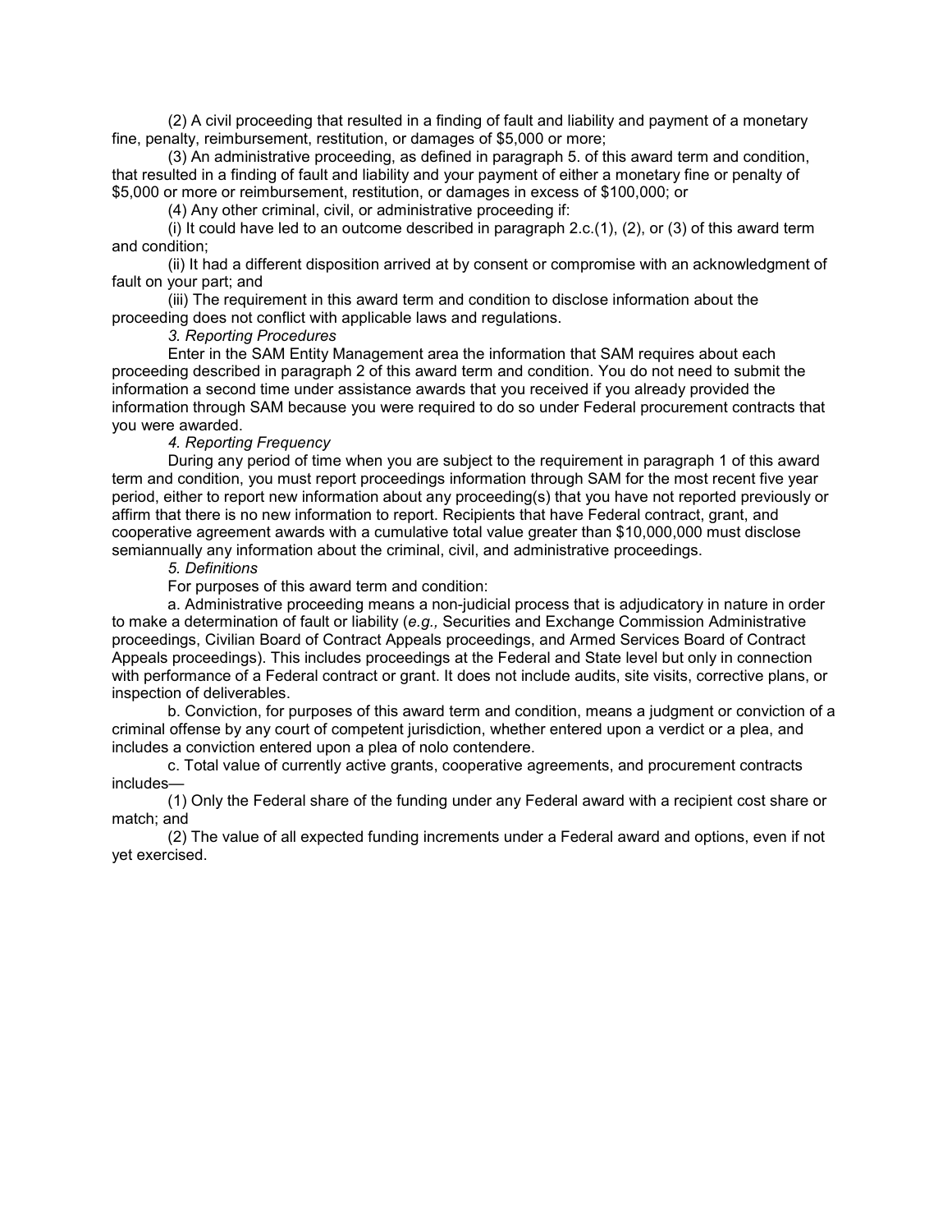(2) A civil proceeding that resulted in a finding of fault and liability and payment of a monetary fine, penalty, reimbursement, restitution, or damages of $5,000 or more;

(3) An administrative proceeding, as defined in paragraph 5. of this award term and condition, that resulted in a finding of fault and liability and your payment of either a monetary fine or penalty of $5,000 or more or reimbursement, restitution, or damages in excess of $100,000; or

(4) Any other criminal, civil, or administrative proceeding if:

(i) It could have led to an outcome described in paragraph 2.c.(1), (2), or (3) of this award term and condition;

(ii) It had a different disposition arrived at by consent or compromise with an acknowledgment of fault on your part; and

(iii) The requirement in this award term and condition to disclose information about the proceeding does not conflict with applicable laws and regulations.

*3. Reporting Procedures*

Enter in the SAM Entity Management area the information that SAM requires about each proceeding described in paragraph 2 of this award term and condition. You do not need to submit the information a second time under assistance awards that you received if you already provided the information through SAM because you were required to do so under Federal procurement contracts that you were awarded.

*4. Reporting Frequency*

During any period of time when you are subject to the requirement in paragraph 1 of this award term and condition, you must report proceedings information through SAM for the most recent five year period, either to report new information about any proceeding(s) that you have not reported previously or affirm that there is no new information to report. Recipients that have Federal contract, grant, and cooperative agreement awards with a cumulative total value greater than $10,000,000 must disclose semiannually any information about the criminal, civil, and administrative proceedings.

*5. Definitions*

For purposes of this award term and condition:

a. Administrative proceeding means a non-judicial process that is adjudicatory in nature in order to make a determination of fault or liability (*e.g.,* Securities and Exchange Commission Administrative proceedings, Civilian Board of Contract Appeals proceedings, and Armed Services Board of Contract Appeals proceedings). This includes proceedings at the Federal and State level but only in connection with performance of a Federal contract or grant. It does not include audits, site visits, corrective plans, or inspection of deliverables.

b. Conviction, for purposes of this award term and condition, means a judgment or conviction of a criminal offense by any court of competent jurisdiction, whether entered upon a verdict or a plea, and includes a conviction entered upon a plea of nolo contendere.

c. Total value of currently active grants, cooperative agreements, and procurement contracts includes—

(1) Only the Federal share of the funding under any Federal award with a recipient cost share or match; and

(2) The value of all expected funding increments under a Federal award and options, even if not yet exercised.